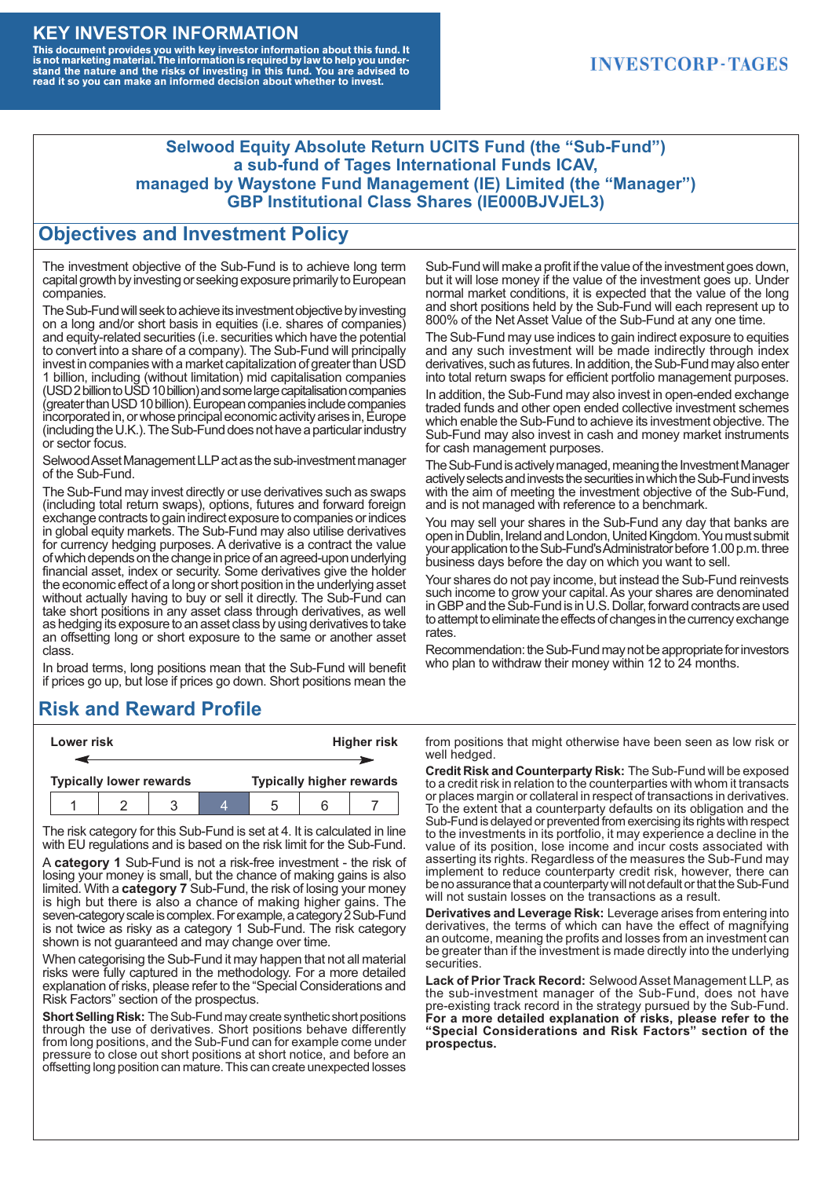# KEY INVESTOR INFORMATION

**This document provides you with key investor information about this fund. It is not marketing material. The information is required by law to help you understand the nature and the risks of investing in this fund. You are advised to read it so you can make an informed decision about whether to invest.**

INVESTCORP-TAGES

## Selwood Equity Absolute Return UCITS Fund (the "Sub-Fund") a sub-fund of Tages International Funds ICAV, managed by Waystone Fund Management (IE) Limited (the "Manager") GBP Institutional Class Shares (IE000BJVJEL3)

## Objectives and Investment Policy

The investment objective of the Sub-Fund is to achieve long term capital growth by investing or seeking exposure primarily to European companies.

The Sub-Fund will seek to achieve its investment objective by investing on a long and/or short basis in equities (i.e. shares of companies) and equity-related securities (i.e. securities which have the potential to convert into a share of a company). The Sub-Fund will principally invest in companies with a market capitalization of greater than USD 1 billion, including (without limitation) mid capitalisation companies (USD 2 billion to USD 10 billion) and some large capitalisation companies (greater than USD 10 billion). European companies include companies incorporated in, or whose principal economic activity arises in, Europe (including the U.K.). The Sub-Fund does not have a particular industry or sector focus.

Selwood Asset Management LLP act as the sub-investment manager of the Sub-Fund.

The Sub-Fund may invest directly or use derivatives such as swaps (including total return swaps), options, futures and forward foreign exchange contracts to gain indirect exposure to companies or indices in global equity markets. The Sub-Fund may also utilise derivatives for currency hedging purposes. A derivative is a contract the value of which depends on the change in price of an agreed-upon underlying financial asset, index or security. Some derivatives give the holder the economic effect of a long or short position in the underlying asset without actually having to buy or sell it directly. The Sub-Fund can take short positions in any asset class through derivatives, as well as hedging its exposure to an asset class by using derivatives to take an offsetting long or short exposure to the same or another asset class.

In broad terms, long positions mean that the Sub-Fund will benefit if prices go up, but lose if prices go down. Short positions mean the Sub-Fund will make a profit if the value of the investment goes down, but it will lose money if the value of the investment goes up. Under normal market conditions, it is expected that the value of the long and short positions held by the Sub-Fund will each represent up to 800% of the Net Asset Value of the Sub-Fund at any one time.

The Sub-Fund may use indices to gain indirect exposure to equities and any such investment will be made indirectly through index derivatives, such as futures. In addition, the Sub-Fund may also enter into total return swaps for efficient portfolio management purposes.

In addition, the Sub-Fund may also invest in open-ended exchange traded funds and other open ended collective investment schemes which enable the Sub-Fund to achieve its investment objective. The Sub-Fund may also invest in cash and money market instruments for cash management purposes.

The Sub-Fund is actively managed, meaning the Investment Manager actively selects and invests the securities in which the Sub-Fund invests with the aim of meeting the investment objective of the Sub-Fund, and is not managed with reference to a benchmark.

You may sell your shares in the Sub-Fund any day that banks are open in Dublin, Ireland and London, United Kingdom. You must submit your application to the Sub-Fund's Administrator before 1.00 p.m. three business days before the day on which you want to sell.

Your shares do not pay income, but instead the Sub-Fund reinvests such income to grow your capital. As your shares are denominated in GBP and the Sub-Fund is in U.S. Dollar, forward contracts are used to attempt to eliminate the effects of changes in the currency exchange rates.

Recommendation: the Sub-Fund may not be appropriate for investors who plan to withdraw their money within 12 to 24 months.

## Risk and Reward Profile

| Lower risk | | | | | | Higher risk |
|---|---|---|---|---|---|---|
| Typically lower rewards | | | | | | Typically higher rewards |
| 1 | 2 | 3 | **4** | 5 | 6 | 7 |

The risk category for this Sub-Fund is set at 4. It is calculated in line with EU regulations and is based on the risk limit for the Sub-Fund.

A **category 1** Sub-Fund is not a risk-free investment - the risk of losing your money is small, but the chance of making gains is also limited. With a **category 7** Sub-Fund, the risk of losing your money is high but there is also a chance of making higher gains. The seven-category scale is complex. For example, a category 2 Sub-Fund is not twice as risky as a category 1 Sub-Fund. The risk category shown is not guaranteed and may change over time.

When categorising the Sub-Fund it may happen that not all material risks were fully captured in the methodology. For a more detailed explanation of risks, please refer to the "Special Considerations and Risk Factors" section of the prospectus.

**Short Selling Risk:** The Sub-Fund may create synthetic short positions through the use of derivatives. Short positions behave differently from long positions, and the Sub-Fund can for example come under pressure to close out short positions at short notice, and before an offsetting long position can mature. This can create unexpected losses from positions that might otherwise have been seen as low risk or well hedged.

**Credit Risk and Counterparty Risk:** The Sub-Fund will be exposed to a credit risk in relation to the counterparties with whom it transacts or places margin or collateral in respect of transactions in derivatives. To the extent that a counterparty defaults on its obligation and the Sub-Fund is delayed or prevented from exercising its rights with respect to the investments in its portfolio, it may experience a decline in the value of its position, lose income and incur costs associated with asserting its rights. Regardless of the measures the Sub-Fund may implement to reduce counterparty credit risk, however, there can be no assurance that a counterparty will not default or that the Sub-Fund will not sustain losses on the transactions as a result.

**Derivatives and Leverage Risk:** Leverage arises from entering into derivatives, the terms of which can have the effect of magnifying an outcome, meaning the profits and losses from an investment can be greater than if the investment is made directly into the underlying securities.

**Lack of Prior Track Record:** Selwood Asset Management LLP, as the sub-investment manager of the Sub-Fund, does not have pre-existing track record in the strategy pursued by the Sub-Fund. **For a more detailed explanation of risks, please refer to the "Special Considerations and Risk Factors" section of the prospectus.**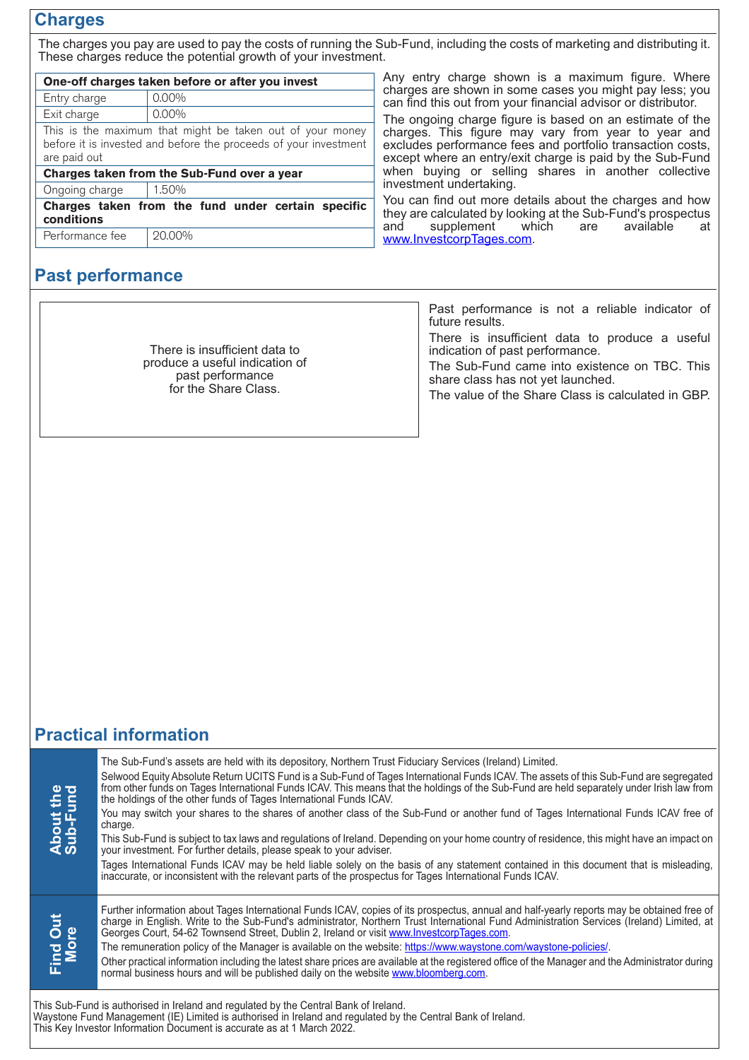## Charges

The charges you pay are used to pay the costs of running the Sub-Fund, including the costs of marketing and distributing it. These charges reduce the potential growth of your investment.

| | |
|---|---|
| **One-off charges taken before or after you invest** | |
| Entry charge | 0.00% |
| Exit charge | 0.00% |
| This is the maximum that might be taken out of your money before it is invested and before the proceeds of your investment are paid out | |
| **Charges taken from the Sub-Fund over a year** | |
| Ongoing charge | 1.50% |
| **Charges taken from the fund under certain specific conditions** | |
| Performance fee | 20.00% |

Any entry charge shown is a maximum figure. Where charges are shown in some cases you might pay less; you can find this out from your financial advisor or distributor.

The ongoing charge figure is based on an estimate of the charges. This figure may vary from year to year and excludes performance fees and portfolio transaction costs, except where an entry/exit charge is paid by the Sub-Fund when buying or selling shares in another collective investment undertaking.

You can find out more details about the charges and how they are calculated by looking at the Sub-Fund's prospectus and supplement which are available at www.InvestcorpTages.com.

## Past performance

There is insufficient data to produce a useful indication of past performance for the Share Class.

Past performance is not a reliable indicator of future results.

There is insufficient data to produce a useful indication of past performance.

The Sub-Fund came into existence on TBC. This share class has not yet launched.

The value of the Share Class is calculated in GBP.

## Practical information

**About the Sub-Fund**

The Sub-Fund's assets are held with its depository, Northern Trust Fiduciary Services (Ireland) Limited.

Selwood Equity Absolute Return UCITS Fund is a Sub-Fund of Tages International Funds ICAV. The assets of this Sub-Fund are segregated from other funds on Tages International Funds ICAV. This means that the holdings of the Sub-Fund are held separately under Irish law from the holdings of the other funds of Tages International Funds ICAV.

You may switch your shares to the shares of another class of the Sub-Fund or another fund of Tages International Funds ICAV free of charge.

This Sub-Fund is subject to tax laws and regulations of Ireland. Depending on your home country of residence, this might have an impact on your investment. For further details, please speak to your adviser.

Tages International Funds ICAV may be held liable solely on the basis of any statement contained in this document that is misleading, inaccurate, or inconsistent with the relevant parts of the prospectus for Tages International Funds ICAV.

**Find Out More**

Further information about Tages International Funds ICAV, copies of its prospectus, annual and half-yearly reports may be obtained free of charge in English. Write to the Sub-Fund's administrator, Northern Trust International Fund Administration Services (Ireland) Limited, at Georges Court, 54-62 Townsend Street, Dublin 2, Ireland or visit www.InvestcorpTages.com.

The remuneration policy of the Manager is available on the website: https://www.waystone.com/waystone-policies/.

Other practical information including the latest share prices are available at the registered office of the Manager and the Administrator during normal business hours and will be published daily on the website www.bloomberg.com.

This Sub-Fund is authorised in Ireland and regulated by the Central Bank of Ireland.
Waystone Fund Management (IE) Limited is authorised in Ireland and regulated by the Central Bank of Ireland.
This Key Investor Information Document is accurate as at 1 March 2022.